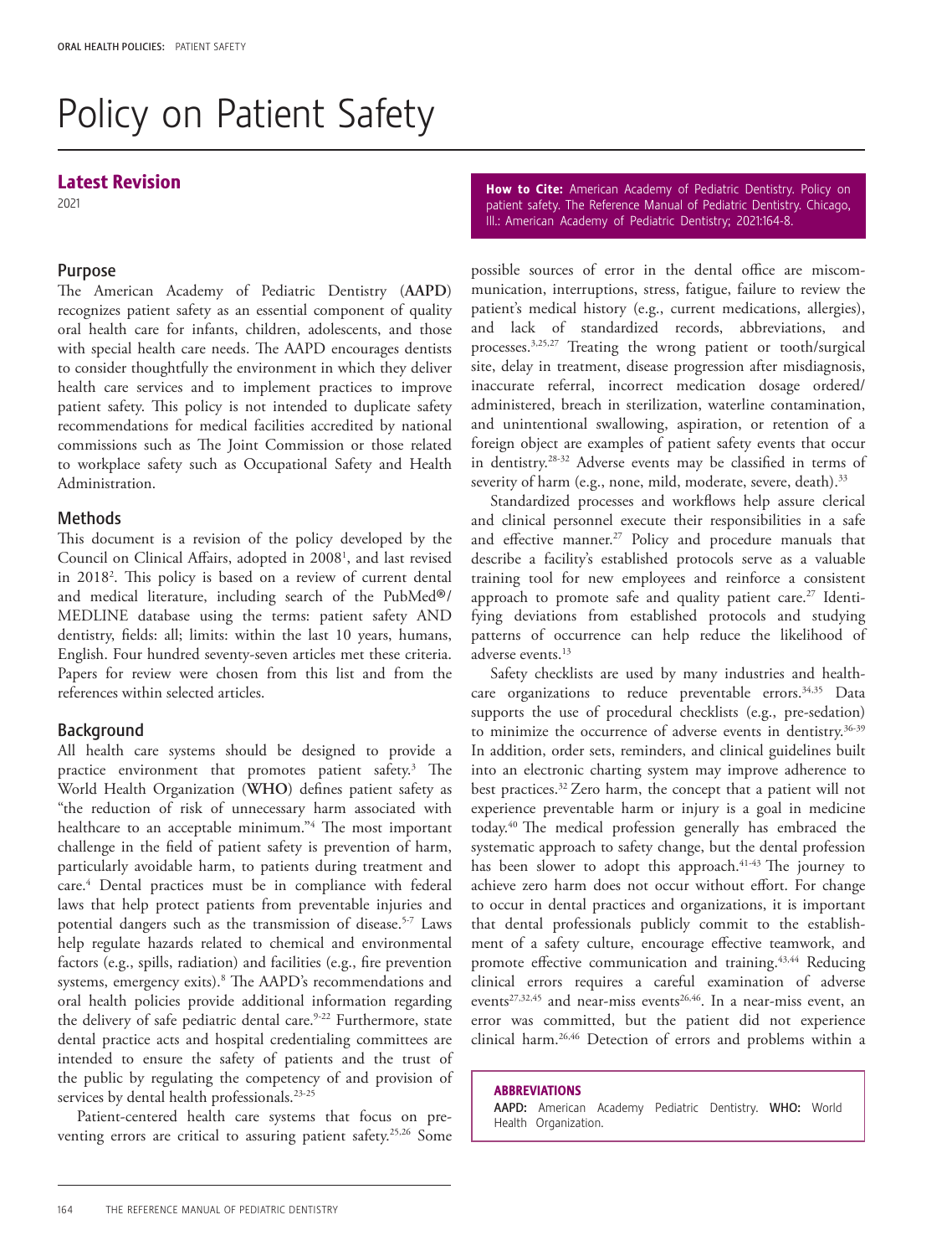# Policy on Patient Safety

## Latest Revision

2021

**How to Cite:** American Academy of Pediatric Dentistry. Policy on patient safety. The Reference Manual of Pediatric Dentistry. Chicago, Ill.: American Academy of Pediatric Dentistry; 2021:164-8.

## Purpose

The American Academy of Pediatric Dentistry (**AAPD**) recognizes patient safety as an essential component of quality oral health care for infants, children, adolescents, and those with special health care needs. The AAPD encourages dentists to consider thoughtfully the environment in which they deliver health care services and to implement practices to improve patient safety. This policy is not intended to duplicate safety recommendations for medical facilities accredited by national commissions such as The Joint Commission or those related to workplace safety such as Occupational Safety and Health Administration.

## Methods

This document is a revision of the policy developed by the Council on Clinical Affairs, adopted in 2008[1], and last revised in 2018[2]. This policy is based on a review of current dental and medical literature, including search of the PubMed®/MEDLINE database using the terms: patient safety AND dentistry, fields: all; limits: within the last 10 years, humans, English. Four hundred seventy-seven articles met these criteria. Papers for review were chosen from this list and from the references within selected articles.

## Background

All health care systems should be designed to provide a practice environment that promotes patient safety.[3] The World Health Organization (**WHO**) defines patient safety as "the reduction of risk of unnecessary harm associated with healthcare to an acceptable minimum."[4] The most important challenge in the field of patient safety is prevention of harm, particularly avoidable harm, to patients during treatment and care.[4] Dental practices must be in compliance with federal laws that help protect patients from preventable injuries and potential dangers such as the transmission of disease.[5-7] Laws help regulate hazards related to chemical and environmental factors (e.g., spills, radiation) and facilities (e.g., fire prevention systems, emergency exits).[8] The AAPD's recommendations and oral health policies provide additional information regarding the delivery of safe pediatric dental care.[9-22] Furthermore, state dental practice acts and hospital credentialing committees are intended to ensure the safety of patients and the trust of the public by regulating the competency of and provision of services by dental health professionals.[23-25]

Patient-centered health care systems that focus on preventing errors are critical to assuring patient safety.[25,26] Some possible sources of error in the dental office are miscommunication, interruptions, stress, fatigue, failure to review the patient's medical history (e.g., current medications, allergies), and lack of standardized records, abbreviations, and processes.[3,25,27] Treating the wrong patient or tooth/surgical site, delay in treatment, disease progression after misdiagnosis, inaccurate referral, incorrect medication dosage ordered/administered, breach in sterilization, waterline contamination, and unintentional swallowing, aspiration, or retention of a foreign object are examples of patient safety events that occur in dentistry.[28-32] Adverse events may be classified in terms of severity of harm (e.g., none, mild, moderate, severe, death).[33]

Standardized processes and workflows help assure clerical and clinical personnel execute their responsibilities in a safe and effective manner.[27] Policy and procedure manuals that describe a facility's established protocols serve as a valuable training tool for new employees and reinforce a consistent approach to promote safe and quality patient care.[27] Identifying deviations from established protocols and studying patterns of occurrence can help reduce the likelihood of adverse events.[13]

Safety checklists are used by many industries and healthcare organizations to reduce preventable errors.[34,35] Data supports the use of procedural checklists (e.g., pre-sedation) to minimize the occurrence of adverse events in dentistry.[36-39] In addition, order sets, reminders, and clinical guidelines built into an electronic charting system may improve adherence to best practices.[32] Zero harm, the concept that a patient will not experience preventable harm or injury is a goal in medicine today.[40] The medical profession generally has embraced the systematic approach to safety change, but the dental profession has been slower to adopt this approach.[41-43] The journey to achieve zero harm does not occur without effort. For change to occur in dental practices and organizations, it is important that dental professionals publicly commit to the establishment of a safety culture, encourage effective teamwork, and promote effective communication and training.[43,44] Reducing clinical errors requires a careful examination of adverse events[27,32,45] and near-miss events[26,46]. In a near-miss event, an error was committed, but the patient did not experience clinical harm.[26,46] Detection of errors and problems within a

**ABBREVIATIONS**

**AAPD:** American Academy Pediatric Dentistry. **WHO:** World Health Organization.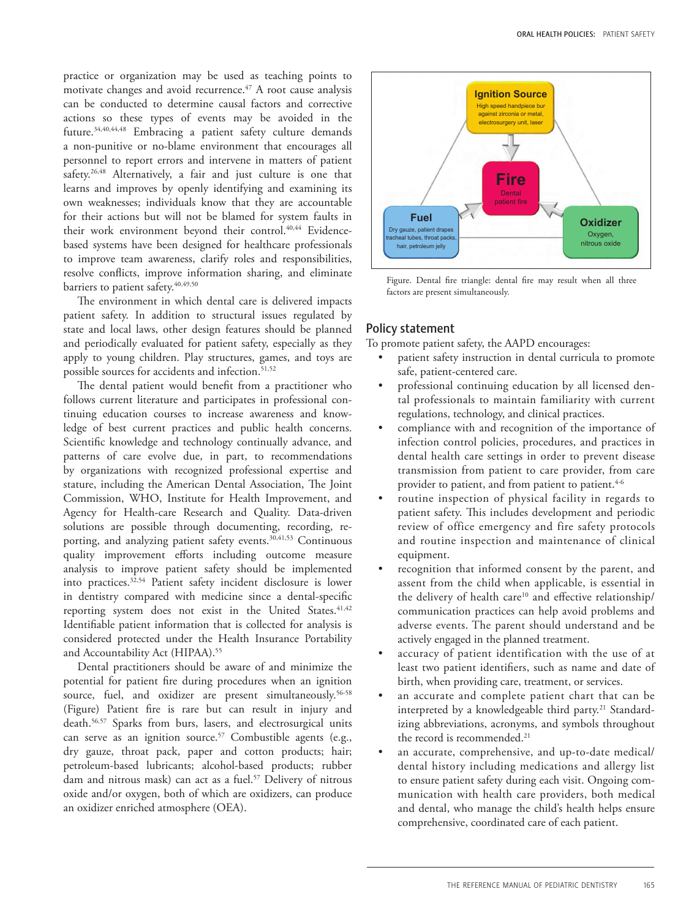practice or organization may be used as teaching points to motivate changes and avoid recurrence.[47] A root cause analysis can be conducted to determine causal factors and corrective actions so these types of events may be avoided in the future.[34,40,44,48] Embracing a patient safety culture demands a non-punitive or no-blame environment that encourages all personnel to report errors and intervene in matters of patient safety.[26,48] Alternatively, a fair and just culture is one that learns and improves by openly identifying and examining its own weaknesses; individuals know that they are accountable for their actions but will not be blamed for system faults in their work environment beyond their control.[40,44] Evidence-based systems have been designed for healthcare professionals to improve team awareness, clarify roles and responsibilities, resolve conflicts, improve information sharing, and eliminate barriers to patient safety.[40,49,50]

The environment in which dental care is delivered impacts patient safety. In addition to structural issues regulated by state and local laws, other design features should be planned and periodically evaluated for patient safety, especially as they apply to young children. Play structures, games, and toys are possible sources for accidents and infection.[51,52]

The dental patient would benefit from a practitioner who follows current literature and participates in professional continuing education courses to increase awareness and knowledge of best current practices and public health concerns. Scientific knowledge and technology continually advance, and patterns of care evolve due, in part, to recommendations by organizations with recognized professional expertise and stature, including the American Dental Association, The Joint Commission, WHO, Institute for Health Improvement, and Agency for Health-care Research and Quality. Data-driven solutions are possible through documenting, recording, reporting, and analyzing patient safety events.[30,41,53] Continuous quality improvement efforts including outcome measure analysis to improve patient safety should be implemented into practices.[32,54] Patient safety incident disclosure is lower in dentistry compared with medicine since a dental-specific reporting system does not exist in the United States.[41,42] Identifiable patient information that is collected for analysis is considered protected under the Health Insurance Portability and Accountability Act (HIPAA).[55]

Dental practitioners should be aware of and minimize the potential for patient fire during procedures when an ignition source, fuel, and oxidizer are present simultaneously.[56-58] (Figure) Patient fire is rare but can result in injury and death.[56,57] Sparks from burs, lasers, and electrosurgical units can serve as an ignition source.[57] Combustible agents (e.g., dry gauze, throat pack, paper and cotton products; hair; petroleum-based lubricants; alcohol-based products; rubber dam and nitrous mask) can act as a fuel.[57] Delivery of nitrous oxide and/or oxygen, both of which are oxidizers, can produce an oxidizer enriched atmosphere (OEA).

**Ignition Source**
High speed handpiece bur against zirconia or metal, electrosurgery unit, laser

**Fire**
Dental patient fire

**Fuel**
Dry gauze, patient drapes tracheal tubes, throat packs, hair, petroleum jelly

**Oxidizer**
Oxygen, nitrous oxide

Figure. Dental fire triangle: dental fire may result when all three factors are present simultaneously.

## Policy statement

To promote patient safety, the AAPD encourages:

- patient safety instruction in dental curricula to promote safe, patient-centered care.
- professional continuing education by all licensed dental professionals to maintain familiarity with current regulations, technology, and clinical practices.
- compliance with and recognition of the importance of infection control policies, procedures, and practices in dental health care settings in order to prevent disease transmission from patient to care provider, from care provider to patient, and from patient to patient.[4-6]
- routine inspection of physical facility in regards to patient safety. This includes development and periodic review of office emergency and fire safety protocols and routine inspection and maintenance of clinical equipment.
- recognition that informed consent by the parent, and assent from the child when applicable, is essential in the delivery of health care[10] and effective relationship/communication practices can help avoid problems and adverse events. The parent should understand and be actively engaged in the planned treatment.
- accuracy of patient identification with the use of at least two patient identifiers, such as name and date of birth, when providing care, treatment, or services.
- an accurate and complete patient chart that can be interpreted by a knowledgeable third party.[21] Standardizing abbreviations, acronyms, and symbols throughout the record is recommended.[21]
- an accurate, comprehensive, and up-to-date medical/dental history including medications and allergy list to ensure patient safety during each visit. Ongoing communication with health care providers, both medical and dental, who manage the child's health helps ensure comprehensive, coordinated care of each patient.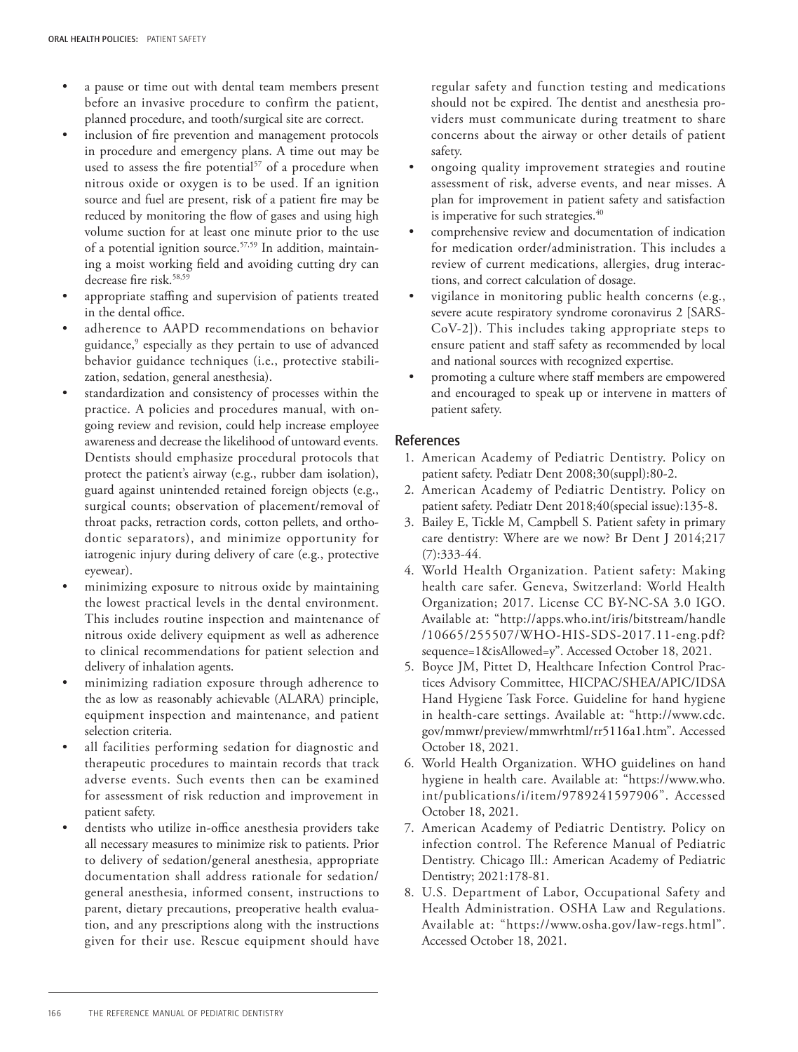- a pause or time out with dental team members present before an invasive procedure to confirm the patient, planned procedure, and tooth/surgical site are correct.
- inclusion of fire prevention and management protocols in procedure and emergency plans. A time out may be used to assess the fire potential[57] of a procedure when nitrous oxide or oxygen is to be used. If an ignition source and fuel are present, risk of a patient fire may be reduced by monitoring the flow of gases and using high volume suction for at least one minute prior to the use of a potential ignition source.[57,59] In addition, maintaining a moist working field and avoiding cutting dry can decrease fire risk.[58,59]
- appropriate staffing and supervision of patients treated in the dental office.
- adherence to AAPD recommendations on behavior guidance,[9] especially as they pertain to use of advanced behavior guidance techniques (i.e., protective stabilization, sedation, general anesthesia).
- standardization and consistency of processes within the practice. A policies and procedures manual, with ongoing review and revision, could help increase employee awareness and decrease the likelihood of untoward events. Dentists should emphasize procedural protocols that protect the patient's airway (e.g., rubber dam isolation), guard against unintended retained foreign objects (e.g., surgical counts; observation of placement/removal of throat packs, retraction cords, cotton pellets, and orthodontic separators), and minimize opportunity for iatrogenic injury during delivery of care (e.g., protective eyewear).
- minimizing exposure to nitrous oxide by maintaining the lowest practical levels in the dental environment. This includes routine inspection and maintenance of nitrous oxide delivery equipment as well as adherence to clinical recommendations for patient selection and delivery of inhalation agents.
- minimizing radiation exposure through adherence to the as low as reasonably achievable (ALARA) principle, equipment inspection and maintenance, and patient selection criteria.
- all facilities performing sedation for diagnostic and therapeutic procedures to maintain records that track adverse events. Such events then can be examined for assessment of risk reduction and improvement in patient safety.
- dentists who utilize in-office anesthesia providers take all necessary measures to minimize risk to patients. Prior to delivery of sedation/general anesthesia, appropriate documentation shall address rationale for sedation/general anesthesia, informed consent, instructions to parent, dietary precautions, preoperative health evaluation, and any prescriptions along with the instructions given for their use. Rescue equipment should have regular safety and function testing and medications should not be expired. The dentist and anesthesia providers must communicate during treatment to share concerns about the airway or other details of patient safety.
- ongoing quality improvement strategies and routine assessment of risk, adverse events, and near misses. A plan for improvement in patient safety and satisfaction is imperative for such strategies.[40]
- comprehensive review and documentation of indication for medication order/administration. This includes a review of current medications, allergies, drug interactions, and correct calculation of dosage.
- vigilance in monitoring public health concerns (e.g., severe acute respiratory syndrome coronavirus 2 [SARS-CoV-2]). This includes taking appropriate steps to ensure patient and staff safety as recommended by local and national sources with recognized expertise.
- promoting a culture where staff members are empowered and encouraged to speak up or intervene in matters of patient safety.

## References

1. American Academy of Pediatric Dentistry. Policy on patient safety. Pediatr Dent 2008;30(suppl):80-2.
2. American Academy of Pediatric Dentistry. Policy on patient safety. Pediatr Dent 2018;40(special issue):135-8.
3. Bailey E, Tickle M, Campbell S. Patient safety in primary care dentistry: Where are we now? Br Dent J 2014;217(7):333-44.
4. World Health Organization. Patient safety: Making health care safer. Geneva, Switzerland: World Health Organization; 2017. License CC BY-NC-SA 3.0 IGO. Available at: "http://apps.who.int/iris/bitstream/handle/10665/255507/WHO-HIS-SDS-2017.11-eng.pdf?sequence=1&isAllowed=y". Accessed October 18, 2021.
5. Boyce JM, Pittet D, Healthcare Infection Control Practices Advisory Committee, HICPAC/SHEA/APIC/IDSA Hand Hygiene Task Force. Guideline for hand hygiene in health-care settings. Available at: "http://www.cdc.gov/mmwr/preview/mmwrhtml/rr5116a1.htm". Accessed October 18, 2021.
6. World Health Organization. WHO guidelines on hand hygiene in health care. Available at: "https://www.who.int/publications/i/item/9789241597906". Accessed October 18, 2021.
7. American Academy of Pediatric Dentistry. Policy on infection control. The Reference Manual of Pediatric Dentistry. Chicago Ill.: American Academy of Pediatric Dentistry; 2021:178-81.
8. U.S. Department of Labor, Occupational Safety and Health Administration. OSHA Law and Regulations. Available at: "https://www.osha.gov/law-regs.html". Accessed October 18, 2021.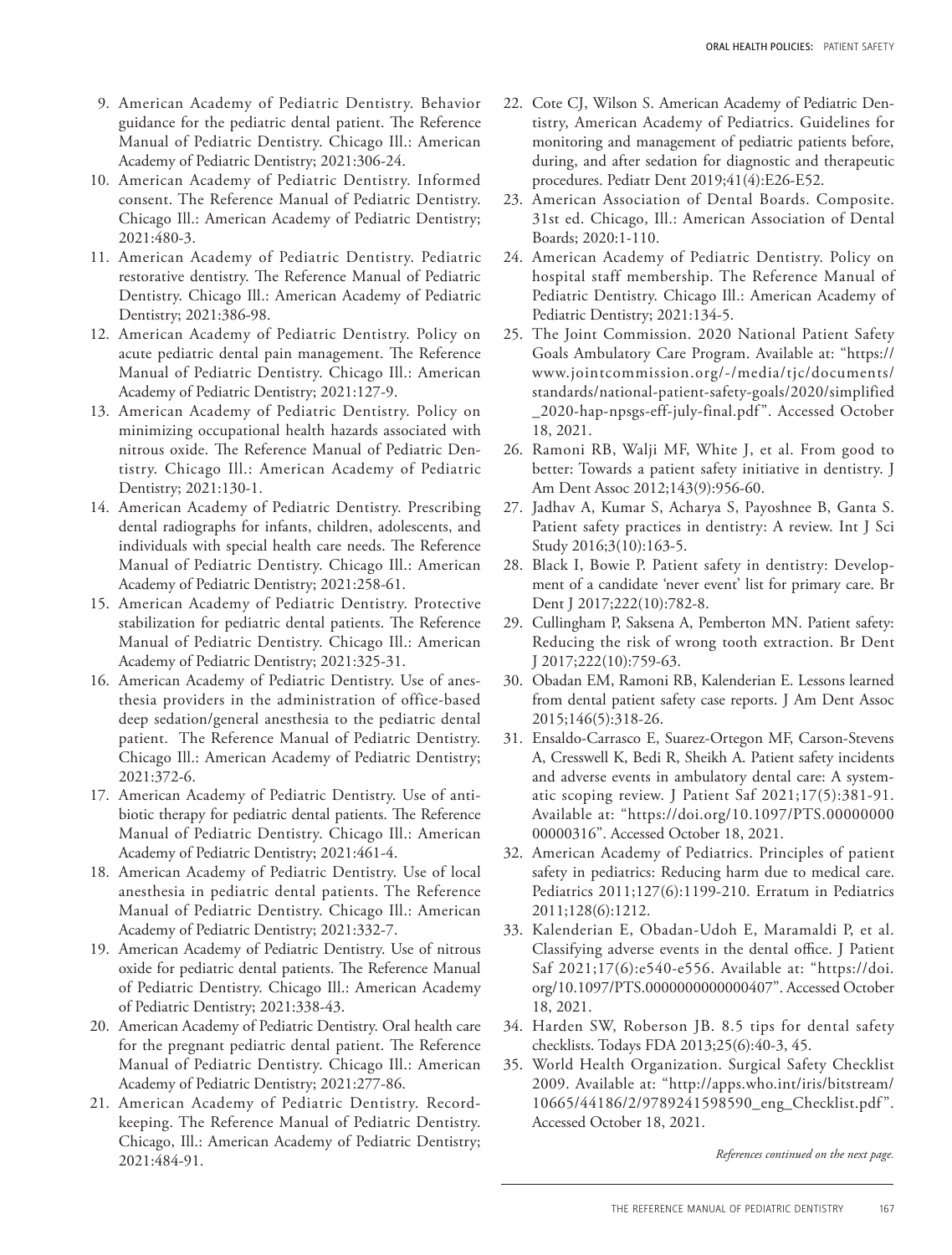9. American Academy of Pediatric Dentistry. Behavior guidance for the pediatric dental patient. The Reference Manual of Pediatric Dentistry. Chicago Ill.: American Academy of Pediatric Dentistry; 2021:306-24.
10. American Academy of Pediatric Dentistry. Informed consent. The Reference Manual of Pediatric Dentistry. Chicago Ill.: American Academy of Pediatric Dentistry; 2021:480-3.
11. American Academy of Pediatric Dentistry. Pediatric restorative dentistry. The Reference Manual of Pediatric Dentistry. Chicago Ill.: American Academy of Pediatric Dentistry; 2021:386-98.
12. American Academy of Pediatric Dentistry. Policy on acute pediatric dental pain management. The Reference Manual of Pediatric Dentistry. Chicago Ill.: American Academy of Pediatric Dentistry; 2021:127-9.
13. American Academy of Pediatric Dentistry. Policy on minimizing occupational health hazards associated with nitrous oxide. The Reference Manual of Pediatric Dentistry. Chicago Ill.: American Academy of Pediatric Dentistry; 2021:130-1.
14. American Academy of Pediatric Dentistry. Prescribing dental radiographs for infants, children, adolescents, and individuals with special health care needs. The Reference Manual of Pediatric Dentistry. Chicago Ill.: American Academy of Pediatric Dentistry; 2021:258-61.
15. American Academy of Pediatric Dentistry. Protective stabilization for pediatric dental patients. The Reference Manual of Pediatric Dentistry. Chicago Ill.: American Academy of Pediatric Dentistry; 2021:325-31.
16. American Academy of Pediatric Dentistry. Use of anesthesia providers in the administration of office-based deep sedation/general anesthesia to the pediatric dental patient. The Reference Manual of Pediatric Dentistry. Chicago Ill.: American Academy of Pediatric Dentistry; 2021:372-6.
17. American Academy of Pediatric Dentistry. Use of antibiotic therapy for pediatric dental patients. The Reference Manual of Pediatric Dentistry. Chicago Ill.: American Academy of Pediatric Dentistry; 2021:461-4.
18. American Academy of Pediatric Dentistry. Use of local anesthesia in pediatric dental patients. The Reference Manual of Pediatric Dentistry. Chicago Ill.: American Academy of Pediatric Dentistry; 2021:332-7.
19. American Academy of Pediatric Dentistry. Use of nitrous oxide for pediatric dental patients. The Reference Manual of Pediatric Dentistry. Chicago Ill.: American Academy of Pediatric Dentistry; 2021:338-43.
20. American Academy of Pediatric Dentistry. Oral health care for the pregnant pediatric dental patient. The Reference Manual of Pediatric Dentistry. Chicago Ill.: American Academy of Pediatric Dentistry; 2021:277-86.
21. American Academy of Pediatric Dentistry. Recordkeeping. The Reference Manual of Pediatric Dentistry. Chicago, Ill.: American Academy of Pediatric Dentistry; 2021:484-91.
22. Cote CJ, Wilson S. American Academy of Pediatric Dentistry, American Academy of Pediatrics. Guidelines for monitoring and management of pediatric patients before, during, and after sedation for diagnostic and therapeutic procedures. Pediatr Dent 2019;41(4):E26-E52.
23. American Association of Dental Boards. Composite. 31st ed. Chicago, Ill.: American Association of Dental Boards; 2020:1-110.
24. American Academy of Pediatric Dentistry. Policy on hospital staff membership. The Reference Manual of Pediatric Dentistry. Chicago Ill.: American Academy of Pediatric Dentistry; 2021:134-5.
25. The Joint Commission. 2020 National Patient Safety Goals Ambulatory Care Program. Available at: "https://www.jointcommission.org/-/media/tjc/documents/standards/national-patient-safety-goals/2020/simplified_2020-hap-npsgs-eff-july-final.pdf". Accessed October 18, 2021.
26. Ramoni RB, Walji MF, White J, et al. From good to better: Towards a patient safety initiative in dentistry. J Am Dent Assoc 2012;143(9):956-60.
27. Jadhav A, Kumar S, Acharya S, Payoshnee B, Ganta S. Patient safety practices in dentistry: A review. Int J Sci Study 2016;3(10):163-5.
28. Black I, Bowie P. Patient safety in dentistry: Development of a candidate 'never event' list for primary care. Br Dent J 2017;222(10):782-8.
29. Cullingham P, Saksena A, Pemberton MN. Patient safety: Reducing the risk of wrong tooth extraction. Br Dent J 2017;222(10):759-63.
30. Obadan EM, Ramoni RB, Kalenderian E. Lessons learned from dental patient safety case reports. J Am Dent Assoc 2015;146(5):318-26.
31. Ensaldo-Carrasco E, Suarez-Ortegon MF, Carson-Stevens A, Cresswell K, Bedi R, Sheikh A. Patient safety incidents and adverse events in ambulatory dental care: A systematic scoping review. J Patient Saf 2021;17(5):381-91. Available at: "https://doi.org/10.1097/PTS.0000000000000316". Accessed October 18, 2021.
32. American Academy of Pediatrics. Principles of patient safety in pediatrics: Reducing harm due to medical care. Pediatrics 2011;127(6):1199-210. Erratum in Pediatrics 2011;128(6):1212.
33. Kalenderian E, Obadan-Udoh E, Maramaldi P, et al. Classifying adverse events in the dental office. J Patient Saf 2021;17(6):e540-e556. Available at: "https://doi.org/10.1097/PTS.0000000000000407". Accessed October 18, 2021.
34. Harden SW, Roberson JB. 8.5 tips for dental safety checklists. Todays FDA 2013;25(6):40-3, 45.
35. World Health Organization. Surgical Safety Checklist 2009. Available at: "http://apps.who.int/iris/bitstream/10665/44186/2/9789241598590_eng_Checklist.pdf". Accessed October 18, 2021.

*References continued on the next page.*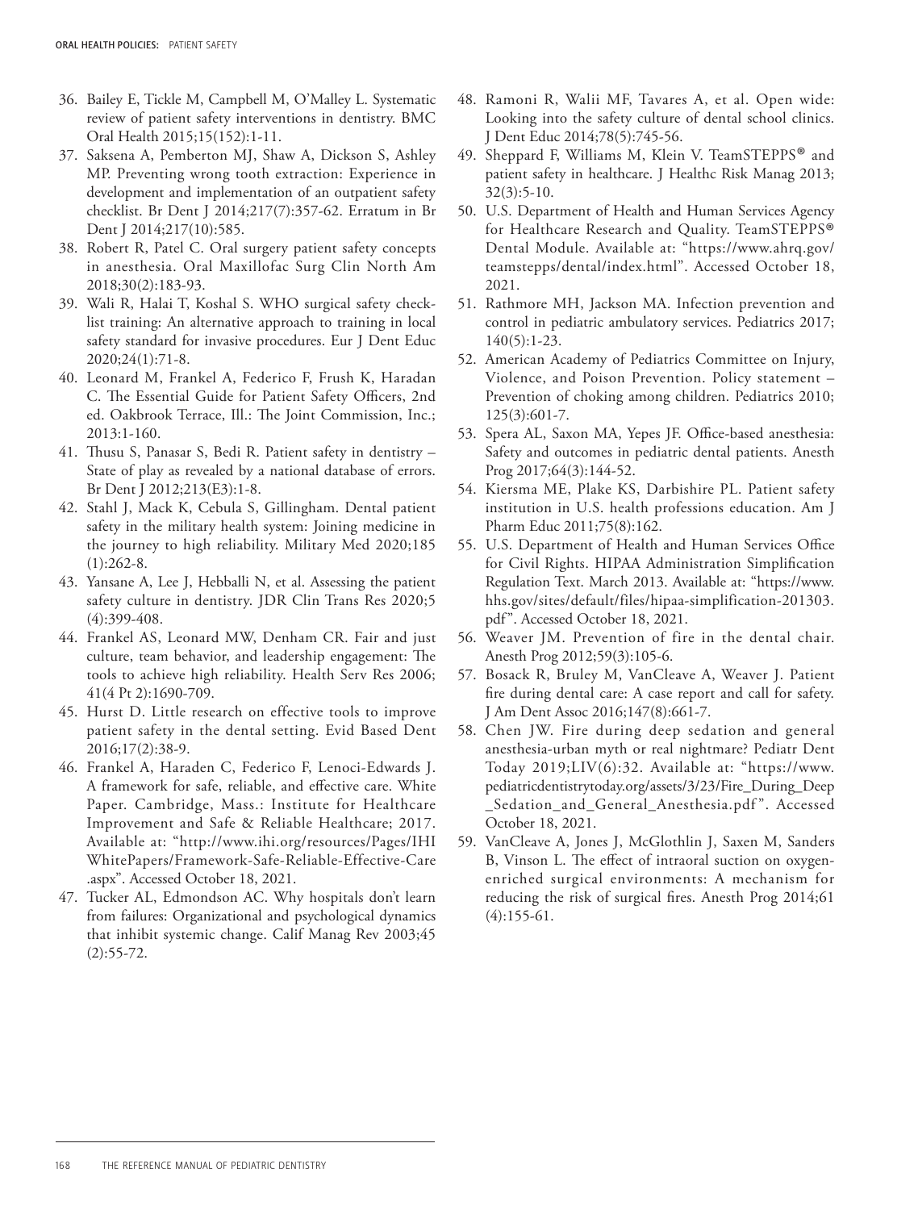36. Bailey E, Tickle M, Campbell M, O'Malley L. Systematic review of patient safety interventions in dentistry. BMC Oral Health 2015;15(152):1-11.
37. Saksena A, Pemberton MJ, Shaw A, Dickson S, Ashley MP. Preventing wrong tooth extraction: Experience in development and implementation of an outpatient safety checklist. Br Dent J 2014;217(7):357-62. Erratum in Br Dent J 2014;217(10):585.
38. Robert R, Patel C. Oral surgery patient safety concepts in anesthesia. Oral Maxillofac Surg Clin North Am 2018;30(2):183-93.
39. Wali R, Halai T, Koshal S. WHO surgical safety checklist training: An alternative approach to training in local safety standard for invasive procedures. Eur J Dent Educ 2020;24(1):71-8.
40. Leonard M, Frankel A, Federico F, Frush K, Haradan C. The Essential Guide for Patient Safety Officers, 2nd ed. Oakbrook Terrace, Ill.: The Joint Commission, Inc.; 2013:1-160.
41. Thusu S, Panasar S, Bedi R. Patient safety in dentistry – State of play as revealed by a national database of errors. Br Dent J 2012;213(E3):1-8.
42. Stahl J, Mack K, Cebula S, Gillingham. Dental patient safety in the military health system: Joining medicine in the journey to high reliability. Military Med 2020;185 (1):262-8.
43. Yansane A, Lee J, Hebballi N, et al. Assessing the patient safety culture in dentistry. JDR Clin Trans Res 2020;5 (4):399-408.
44. Frankel AS, Leonard MW, Denham CR. Fair and just culture, team behavior, and leadership engagement: The tools to achieve high reliability. Health Serv Res 2006; 41(4 Pt 2):1690-709.
45. Hurst D. Little research on effective tools to improve patient safety in the dental setting. Evid Based Dent 2016;17(2):38-9.
46. Frankel A, Haraden C, Federico F, Lenoci-Edwards J. A framework for safe, reliable, and effective care. White Paper. Cambridge, Mass.: Institute for Healthcare Improvement and Safe & Reliable Healthcare; 2017. Available at: "http://www.ihi.org/resources/Pages/IHIWhitePapers/Framework-Safe-Reliable-Effective-Care.aspx". Accessed October 18, 2021.
47. Tucker AL, Edmondson AC. Why hospitals don't learn from failures: Organizational and psychological dynamics that inhibit systemic change. Calif Manag Rev 2003;45 (2):55-72.
48. Ramoni R, Walii MF, Tavares A, et al. Open wide: Looking into the safety culture of dental school clinics. J Dent Educ 2014;78(5):745-56.
49. Sheppard F, Williams M, Klein V. TeamSTEPPS® and patient safety in healthcare. J Healthc Risk Manag 2013; 32(3):5-10.
50. U.S. Department of Health and Human Services Agency for Healthcare Research and Quality. TeamSTEPPS® Dental Module. Available at: "https://www.ahrq.gov/teamstepps/dental/index.html". Accessed October 18, 2021.
51. Rathmore MH, Jackson MA. Infection prevention and control in pediatric ambulatory services. Pediatrics 2017; 140(5):1-23.
52. American Academy of Pediatrics Committee on Injury, Violence, and Poison Prevention. Policy statement – Prevention of choking among children. Pediatrics 2010; 125(3):601-7.
53. Spera AL, Saxon MA, Yepes JF. Office-based anesthesia: Safety and outcomes in pediatric dental patients. Anesth Prog 2017;64(3):144-52.
54. Kiersma ME, Plake KS, Darbishire PL. Patient safety institution in U.S. health professions education. Am J Pharm Educ 2011;75(8):162.
55. U.S. Department of Health and Human Services Office for Civil Rights. HIPAA Administration Simplification Regulation Text. March 2013. Available at: "https://www.hhs.gov/sites/default/files/hipaa-simplification-201303.pdf". Accessed October 18, 2021.
56. Weaver JM. Prevention of fire in the dental chair. Anesth Prog 2012;59(3):105-6.
57. Bosack R, Bruley M, VanCleave A, Weaver J. Patient fire during dental care: A case report and call for safety. J Am Dent Assoc 2016;147(8):661-7.
58. Chen JW. Fire during deep sedation and general anesthesia-urban myth or real nightmare? Pediatr Dent Today 2019;LIV(6):32. Available at: "https://www.pediatricdentistrytoday.org/assets/3/23/Fire_During_Deep_Sedation_and_General_Anesthesia.pdf". Accessed October 18, 2021.
59. VanCleave A, Jones J, McGlothlin J, Saxen M, Sanders B, Vinson L. The effect of intraoral suction on oxygen-enriched surgical environments: A mechanism for reducing the risk of surgical fires. Anesth Prog 2014;61 (4):155-61.